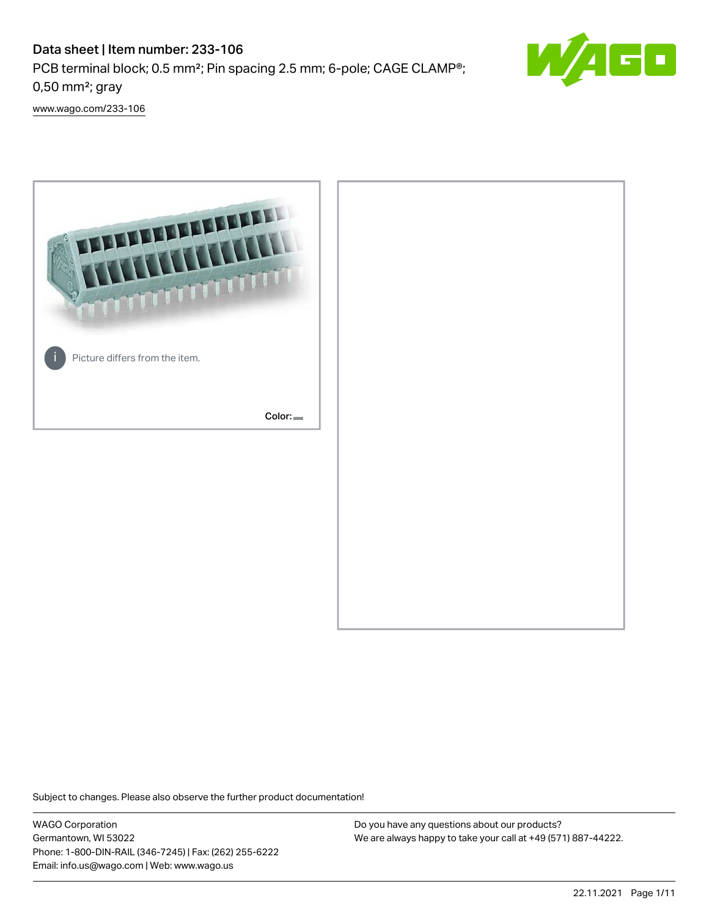# Data sheet | Item number: 233-106

PCB terminal block; 0.5 mm²; Pin spacing 2.5 mm; 6-pole; CAGE CLAMP®; 0,50 mm²; gray

www.wago.com/233-106

Picture differs from the item.

Color:

Subject to changes. Please also observe the further product documentation!

WAGO Corporation
Germantown, WI 53022
Phone: 1-800-DIN-RAIL (346-7245) | Fax: (262) 255-6222
Email: info.us@wago.com | Web: www.wago.us

Do you have any questions about our products?
We are always happy to take your call at +49 (571) 887-44222.

22.11.2021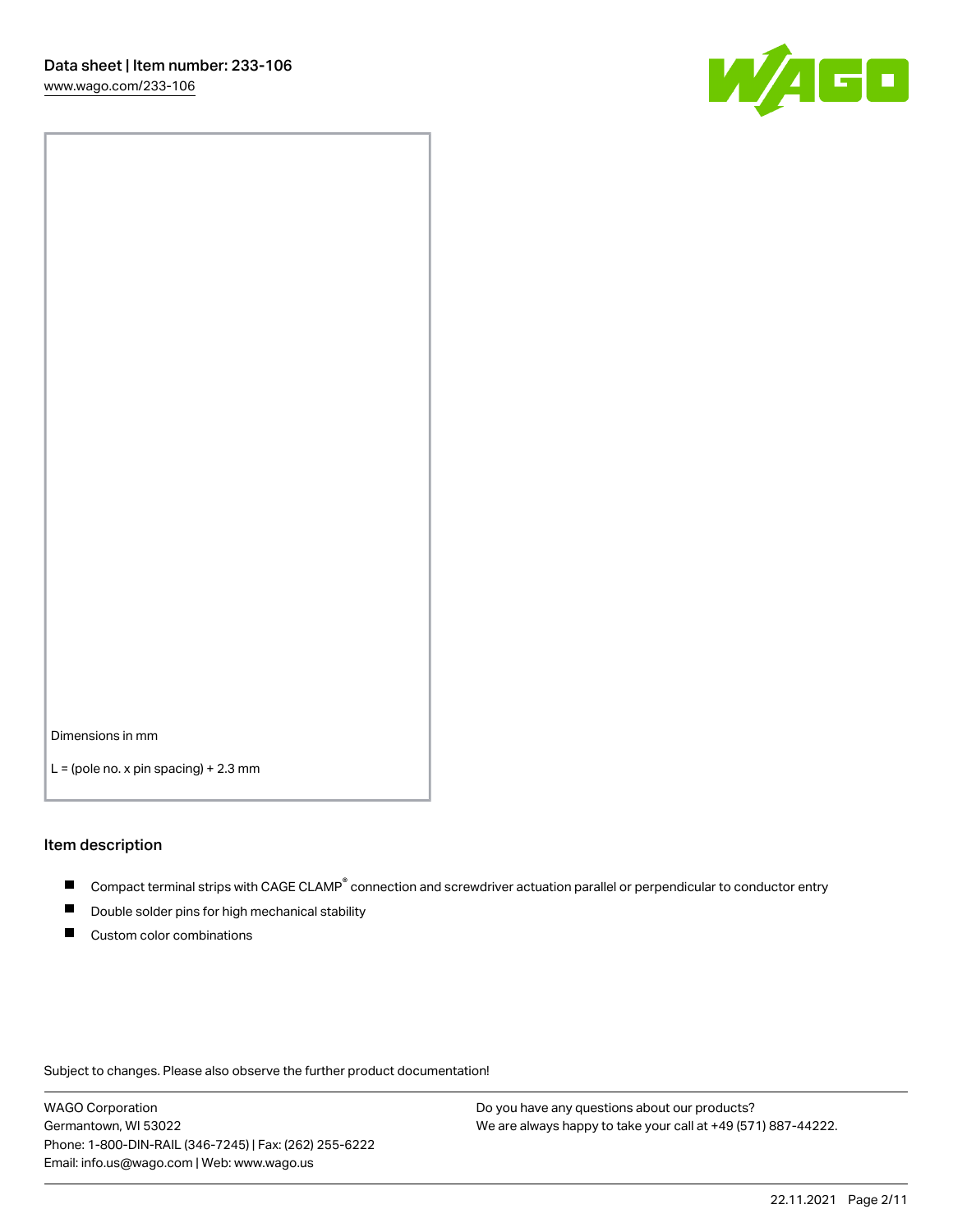Dimensions in mm

L = (pole no. x pin spacing) + 2.3 mm

## Item description

- Compact terminal strips with CAGE CLAMP® connection and screwdriver actuation parallel or perpendicular to conductor entry
- Double solder pins for high mechanical stability
- Custom color combinations

Subject to changes. Please also observe the further product documentation!

WAGO Corporation
Germantown, WI 53022
Phone: 1-800-DIN-RAIL (346-7245) | Fax: (262) 255-6222
Email: info.us@wago.com | Web: www.wago.us

Do you have any questions about our products?
We are always happy to take your call at +49 (571) 887-44222.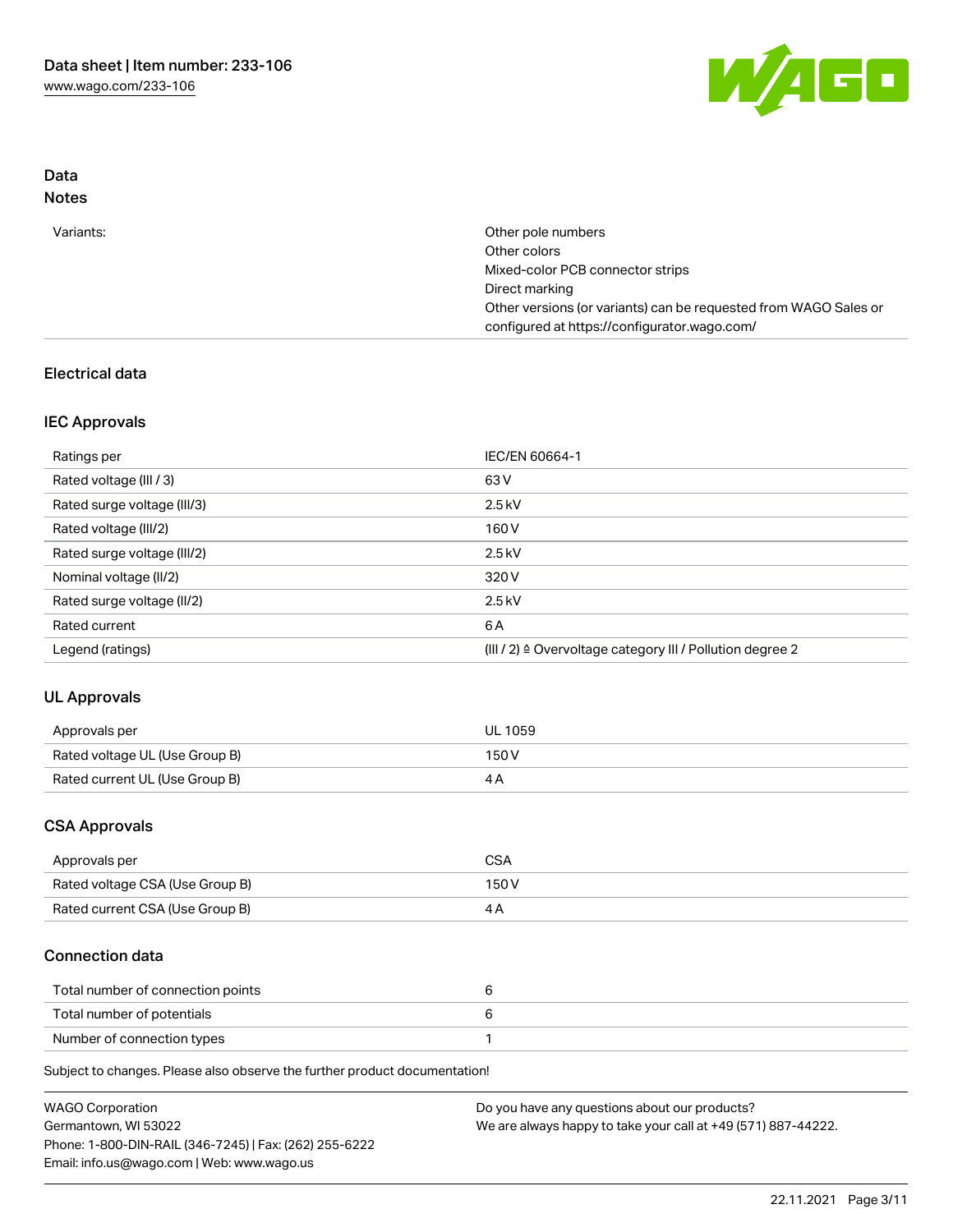## Data
### Notes

| | |
|---|---|
| Variants: | Other pole numbers<br>Other colors<br>Mixed-color PCB connector strips<br>Direct marking<br>Other versions (or variants) can be requested from WAGO Sales or configured at https://configurator.wago.com/ |

## Electrical data

### IEC Approvals

| | |
|---|---|
| Ratings per | IEC/EN 60664-1 |
| Rated voltage (III / 3) | 63 V |
| Rated surge voltage (III/3) | 2.5 kV |
| Rated voltage (III/2) | 160 V |
| Rated surge voltage (III/2) | 2.5 kV |
| Nominal voltage (II/2) | 320 V |
| Rated surge voltage (II/2) | 2.5 kV |
| Rated current | 6 A |
| Legend (ratings) | (III / 2) ≙ Overvoltage category III / Pollution degree 2 |

### UL Approvals

| | |
|---|---|
| Approvals per | UL 1059 |
| Rated voltage UL (Use Group B) | 150 V |
| Rated current UL (Use Group B) | 4 A |

### CSA Approvals

| | |
|---|---|
| Approvals per | CSA |
| Rated voltage CSA (Use Group B) | 150 V |
| Rated current CSA (Use Group B) | 4 A |

### Connection data

| | |
|---|---|
| Total number of connection points | 6 |
| Total number of potentials | 6 |
| Number of connection types | 1 |

Subject to changes. Please also observe the further product documentation!

WAGO Corporation
Germantown, WI 53022
Phone: 1-800-DIN-RAIL (346-7245) | Fax: (262) 255-6222
Email: info.us@wago.com | Web: www.wago.us

Do you have any questions about our products?
We are always happy to take your call at +49 (571) 887-44222.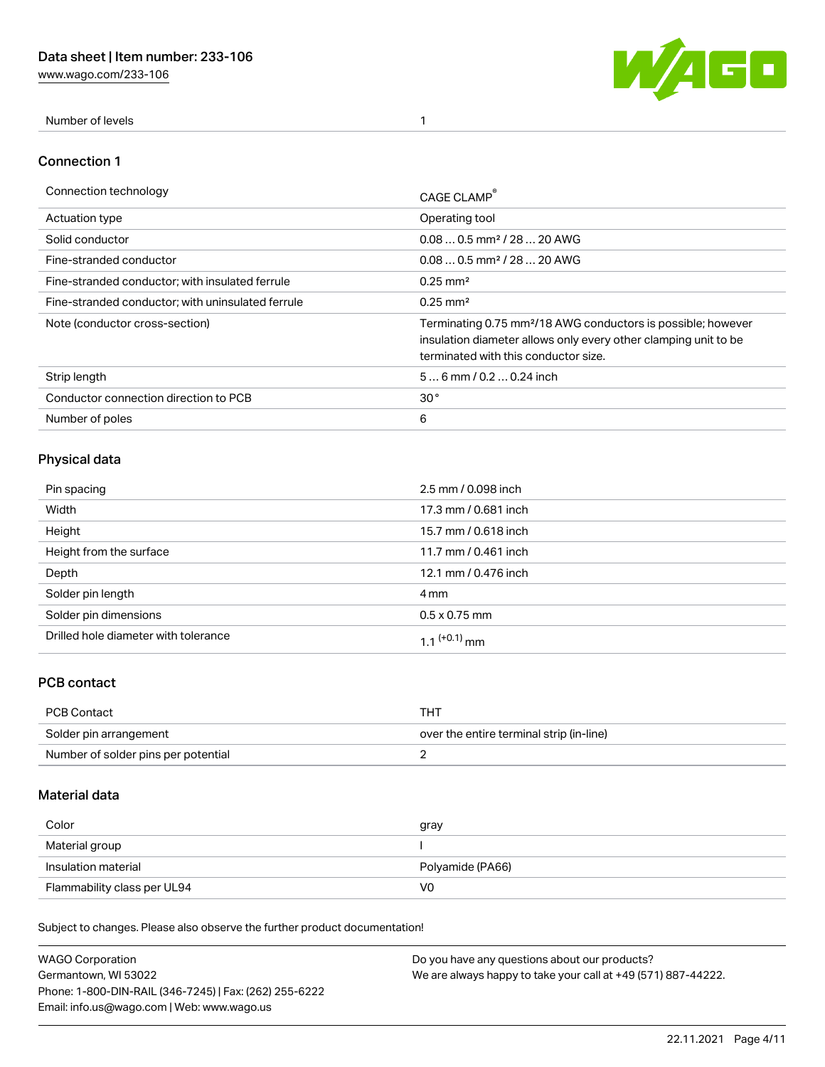| | |
|---|---|
| Number of levels | 1 |

## Connection 1

| | |
|---|---|
| Connection technology | CAGE CLAMP® |
| Actuation type | Operating tool |
| Solid conductor | 0.08 … 0.5 mm² / 28 … 20 AWG |
| Fine-stranded conductor | 0.08 … 0.5 mm² / 28 … 20 AWG |
| Fine-stranded conductor; with insulated ferrule | 0.25 mm² |
| Fine-stranded conductor; with uninsulated ferrule | 0.25 mm² |
| Note (conductor cross-section) | Terminating 0.75 mm²/18 AWG conductors is possible; however insulation diameter allows only every other clamping unit to be terminated with this conductor size. |
| Strip length | 5 … 6 mm / 0.2 … 0.24 inch |
| Conductor connection direction to PCB | 30 ° |
| Number of poles | 6 |

## Physical data

| | |
|---|---|
| Pin spacing | 2.5 mm / 0.098 inch |
| Width | 17.3 mm / 0.681 inch |
| Height | 15.7 mm / 0.618 inch |
| Height from the surface | 11.7 mm / 0.461 inch |
| Depth | 12.1 mm / 0.476 inch |
| Solder pin length | 4 mm |
| Solder pin dimensions | 0.5 x 0.75 mm |
| Drilled hole diameter with tolerance | $1.1^{(+0.1)}$ mm |

## PCB contact

| | |
|---|---|
| PCB Contact | THT |
| Solder pin arrangement | over the entire terminal strip (in-line) |
| Number of solder pins per potential | 2 |

## Material data

| | |
|---|---|
| Color | gray |
| Material group | I |
| Insulation material | Polyamide (PA66) |
| Flammability class per UL94 | V0 |

Subject to changes. Please also observe the further product documentation!

WAGO Corporation
Germantown, WI 53022
Phone: 1-800-DIN-RAIL (346-7245) | Fax: (262) 255-6222
Email: info.us@wago.com | Web: www.wago.us

Do you have any questions about our products?
We are always happy to take your call at +49 (571) 887-44222.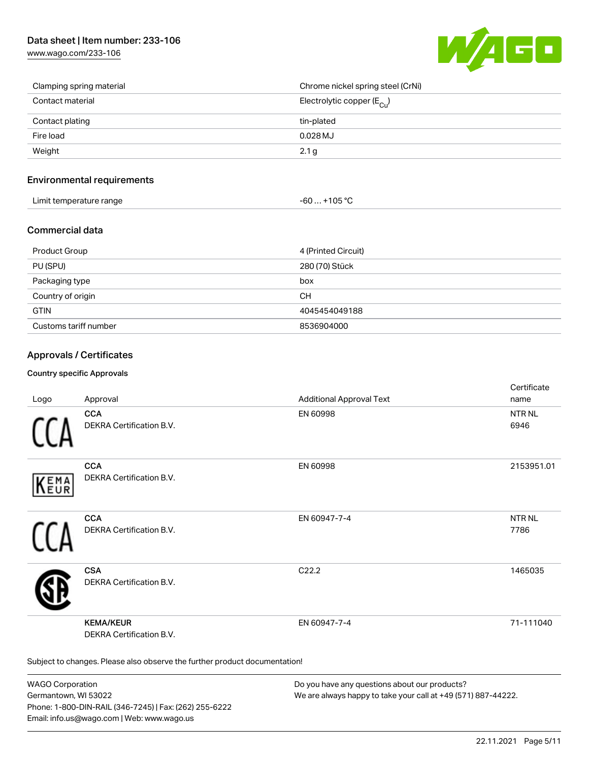| | |
|---|---|
| Clamping spring material | Chrome nickel spring steel (CrNi) |
| Contact material | Electrolytic copper ($E_{Cu}$) |
| Contact plating | tin-plated |
| Fire load | 0.028 MJ |
| Weight | 2.1 g |

## Environmental requirements

| | |
|---|---|
| Limit temperature range | -60 … +105 °C |

## Commercial data

| | |
|---|---|
| Product Group | 4 (Printed Circuit) |
| PU (SPU) | 280 (70) Stück |
| Packaging type | box |
| Country of origin | CH |
| GTIN | 4045454049188 |
| Customs tariff number | 8536904000 |

## Approvals / Certificates

### Country specific Approvals

| Logo | Approval | Additional Approval Text | Certificate name |
|---|---|---|---|
| | **CCA** DEKRA Certification B.V. | EN 60998 | NTR NL 6946 |
| | **CCA** DEKRA Certification B.V. | EN 60998 | 2153951.01 |
| | **CCA** DEKRA Certification B.V. | EN 60947-7-4 | NTR NL 7786 |
| | **CSA** DEKRA Certification B.V. | C22.2 | 1465035 |
| | **KEMA/KEUR** DEKRA Certification B.V. | EN 60947-7-4 | 71-111040 |

Subject to changes. Please also observe the further product documentation!

WAGO Corporation
Germantown, WI 53022
Phone: 1-800-DIN-RAIL (346-7245) | Fax: (262) 255-6222
Email: info.us@wago.com | Web: www.wago.us

Do you have any questions about our products?
We are always happy to take your call at +49 (571) 887-44222.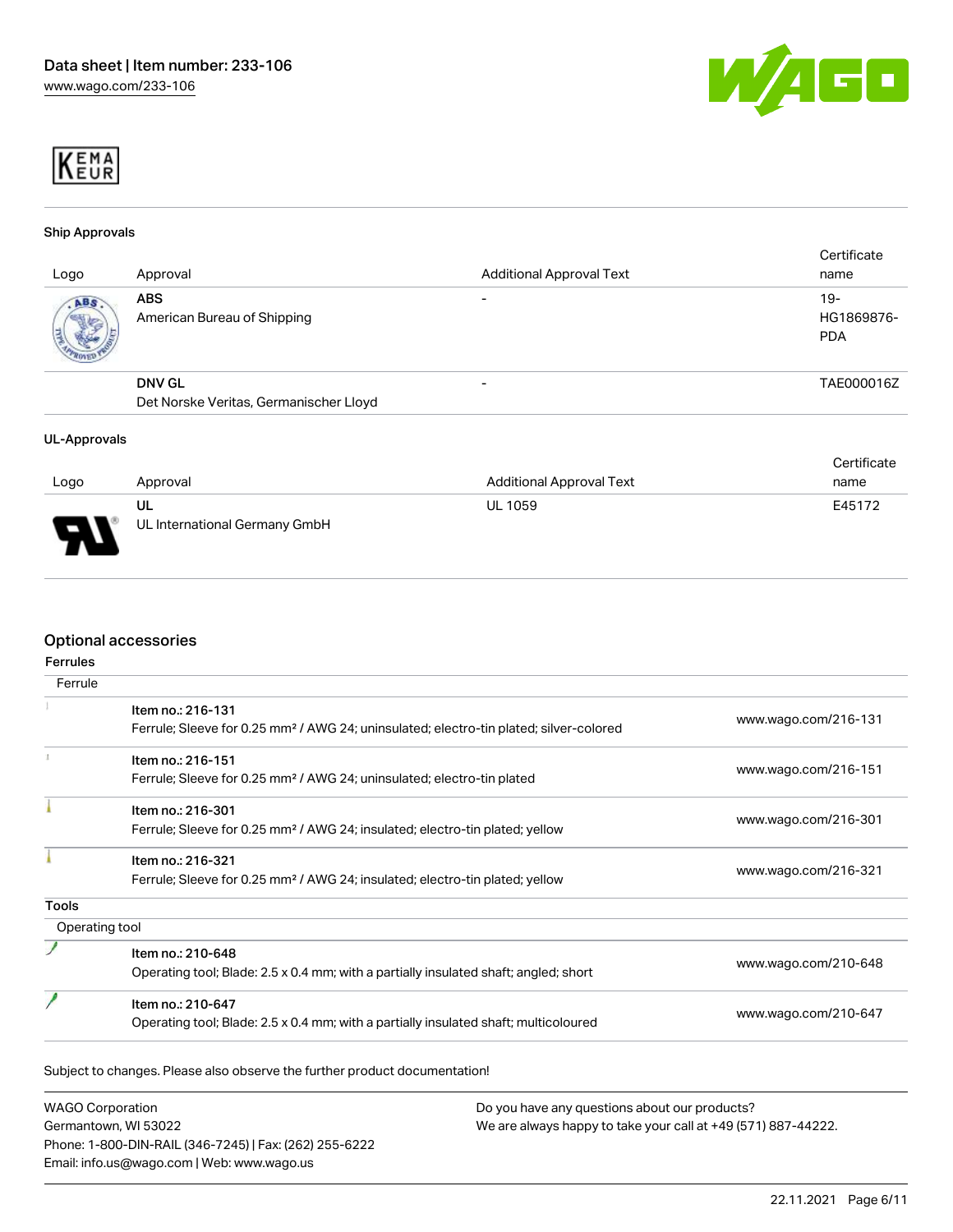### Ship Approvals

| Logo | Approval | Additional Approval Text | Certificate name |
| --- | --- | --- | --- |
| | **ABS** American Bureau of Shipping | - | 19-HG1869876-PDA |
| | **DNV GL** Det Norske Veritas, Germanischer Lloyd | - | TAE000016Z |

### UL-Approvals

| Logo | Approval | Additional Approval Text | Certificate name |
| --- | --- | --- | --- |
| | **UL** UL International Germany GmbH | UL 1059 | E45172 |

## Optional accessories

### Ferrules

| Ferrule | | |
| --- | --- | --- |
| | Item no.: 216-131<br>Ferrule; Sleeve for 0.25 mm² / AWG 24; uninsulated; electro-tin plated; silver-colored | www.wago.com/216-131 |
| | Item no.: 216-151<br>Ferrule; Sleeve for 0.25 mm² / AWG 24; uninsulated; electro-tin plated | www.wago.com/216-151 |
| | Item no.: 216-301<br>Ferrule; Sleeve for 0.25 mm² / AWG 24; insulated; electro-tin plated; yellow | www.wago.com/216-301 |
| | Item no.: 216-321<br>Ferrule; Sleeve for 0.25 mm² / AWG 24; insulated; electro-tin plated; yellow | www.wago.com/216-321 |

### Tools

| Operating tool | | |
| --- | --- | --- |
| | Item no.: 210-648<br>Operating tool; Blade: 2.5 x 0.4 mm; with a partially insulated shaft; angled; short | www.wago.com/210-648 |
| | Item no.: 210-647<br>Operating tool; Blade: 2.5 x 0.4 mm; with a partially insulated shaft; multicoloured | www.wago.com/210-647 |

Subject to changes. Please also observe the further product documentation!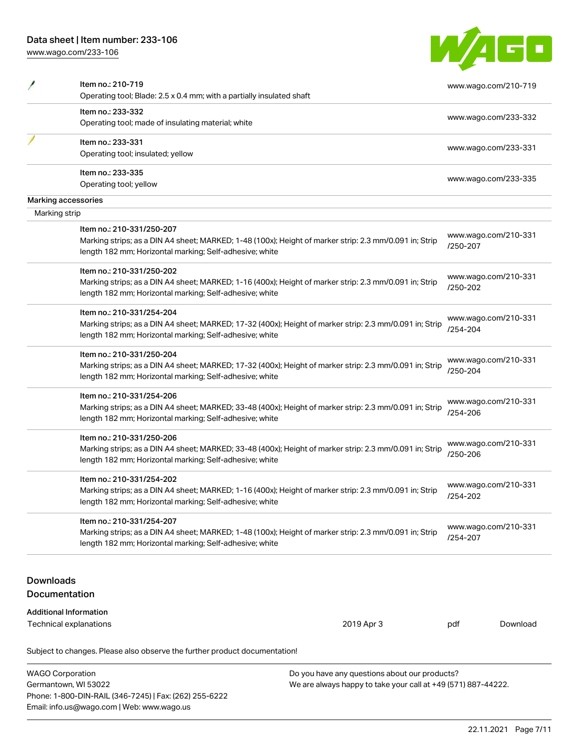| | | |
|---|---|---|
| | Item no.: 210-719<br>Operating tool; Blade: 2.5 x 0.4 mm; with a partially insulated shaft | www.wago.com/210-719 |
| | Item no.: 233-332<br>Operating tool; made of insulating material; white | www.wago.com/233-332 |
| | Item no.: 233-331<br>Operating tool; insulated; yellow | www.wago.com/233-331 |
| | Item no.: 233-335<br>Operating tool; yellow | www.wago.com/233-335 |

**Marking accessories**

Marking strip

| | | |
|---|---|---|
| | Item no.: 210-331/250-207<br>Marking strips; as a DIN A4 sheet; MARKED; 1-48 (100x); Height of marker strip: 2.3 mm/0.091 in; Strip length 182 mm; Horizontal marking; Self-adhesive; white | www.wago.com/210-331/250-207 |
| | Item no.: 210-331/250-202<br>Marking strips; as a DIN A4 sheet; MARKED; 1-16 (400x); Height of marker strip: 2.3 mm/0.091 in; Strip length 182 mm; Horizontal marking; Self-adhesive; white | www.wago.com/210-331/250-202 |
| | Item no.: 210-331/254-204<br>Marking strips; as a DIN A4 sheet; MARKED; 17-32 (400x); Height of marker strip: 2.3 mm/0.091 in; Strip length 182 mm; Horizontal marking; Self-adhesive; white | www.wago.com/210-331/254-204 |
| | Item no.: 210-331/250-204<br>Marking strips; as a DIN A4 sheet; MARKED; 17-32 (400x); Height of marker strip: 2.3 mm/0.091 in; Strip length 182 mm; Horizontal marking; Self-adhesive; white | www.wago.com/210-331/250-204 |
| | Item no.: 210-331/254-206<br>Marking strips; as a DIN A4 sheet; MARKED; 33-48 (400x); Height of marker strip: 2.3 mm/0.091 in; Strip length 182 mm; Horizontal marking; Self-adhesive; white | www.wago.com/210-331/254-206 |
| | Item no.: 210-331/250-206<br>Marking strips; as a DIN A4 sheet; MARKED; 33-48 (400x); Height of marker strip: 2.3 mm/0.091 in; Strip length 182 mm; Horizontal marking; Self-adhesive; white | www.wago.com/210-331/250-206 |
| | Item no.: 210-331/254-202<br>Marking strips; as a DIN A4 sheet; MARKED; 1-16 (400x); Height of marker strip: 2.3 mm/0.091 in; Strip length 182 mm; Horizontal marking; Self-adhesive; white | www.wago.com/210-331/254-202 |
| | Item no.: 210-331/254-207<br>Marking strips; as a DIN A4 sheet; MARKED; 1-48 (100x); Height of marker strip: 2.3 mm/0.091 in; Strip length 182 mm; Horizontal marking; Self-adhesive; white | www.wago.com/210-331/254-207 |

## Downloads

## Documentation

**Additional Information**

| | | | |
|---|---|---|---|
| Technical explanations | 2019 Apr 3 | pdf | Download |

Subject to changes. Please also observe the further product documentation!

WAGO Corporation
Germantown, WI 53022
Phone: 1-800-DIN-RAIL (346-7245) | Fax: (262) 255-6222
Email: info.us@wago.com | Web: www.wago.us

Do you have any questions about our products?
We are always happy to take your call at +49 (571) 887-44222.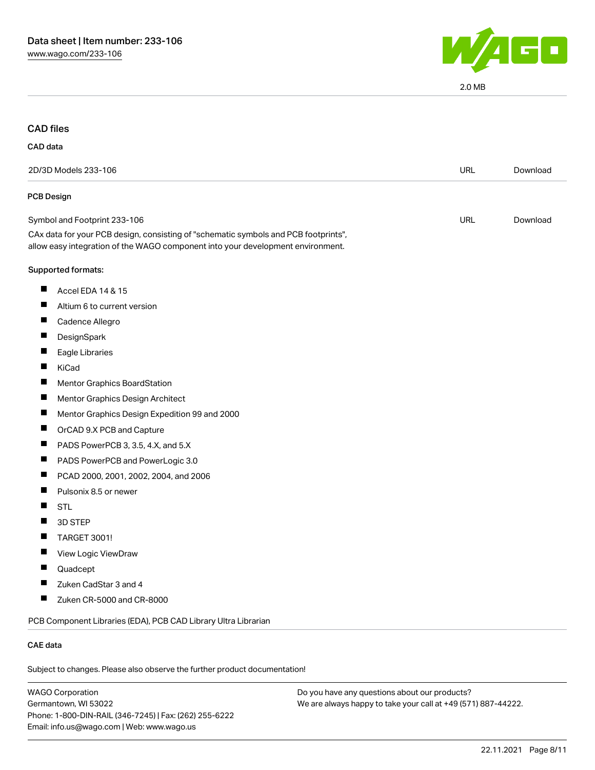2.0 MB

## CAD files

### CAD data

| | | |
|---|---|---|
| 2D/3D Models 233-106 | URL | Download |

### PCB Design

| | | |
|---|---|---|
| Symbol and Footprint 233-106 | URL | Download |

CAx data for your PCB design, consisting of "schematic symbols and PCB footprints", allow easy integration of the WAGO component into your development environment.

Supported formats:

- Accel EDA 14 & 15
- Altium 6 to current version
- Cadence Allegro
- DesignSpark
- Eagle Libraries
- KiCad
- Mentor Graphics BoardStation
- Mentor Graphics Design Architect
- Mentor Graphics Design Expedition 99 and 2000
- OrCAD 9.X PCB and Capture
- PADS PowerPCB 3, 3.5, 4.X, and 5.X
- PADS PowerPCB and PowerLogic 3.0
- PCAD 2000, 2001, 2002, 2004, and 2006
- Pulsonix 8.5 or newer
- STL
- 3D STEP
- TARGET 3001!
- View Logic ViewDraw
- Quadcept
- Zuken CadStar 3 and 4
- Zuken CR-5000 and CR-8000

PCB Component Libraries (EDA), PCB CAD Library Ultra Librarian

### CAE data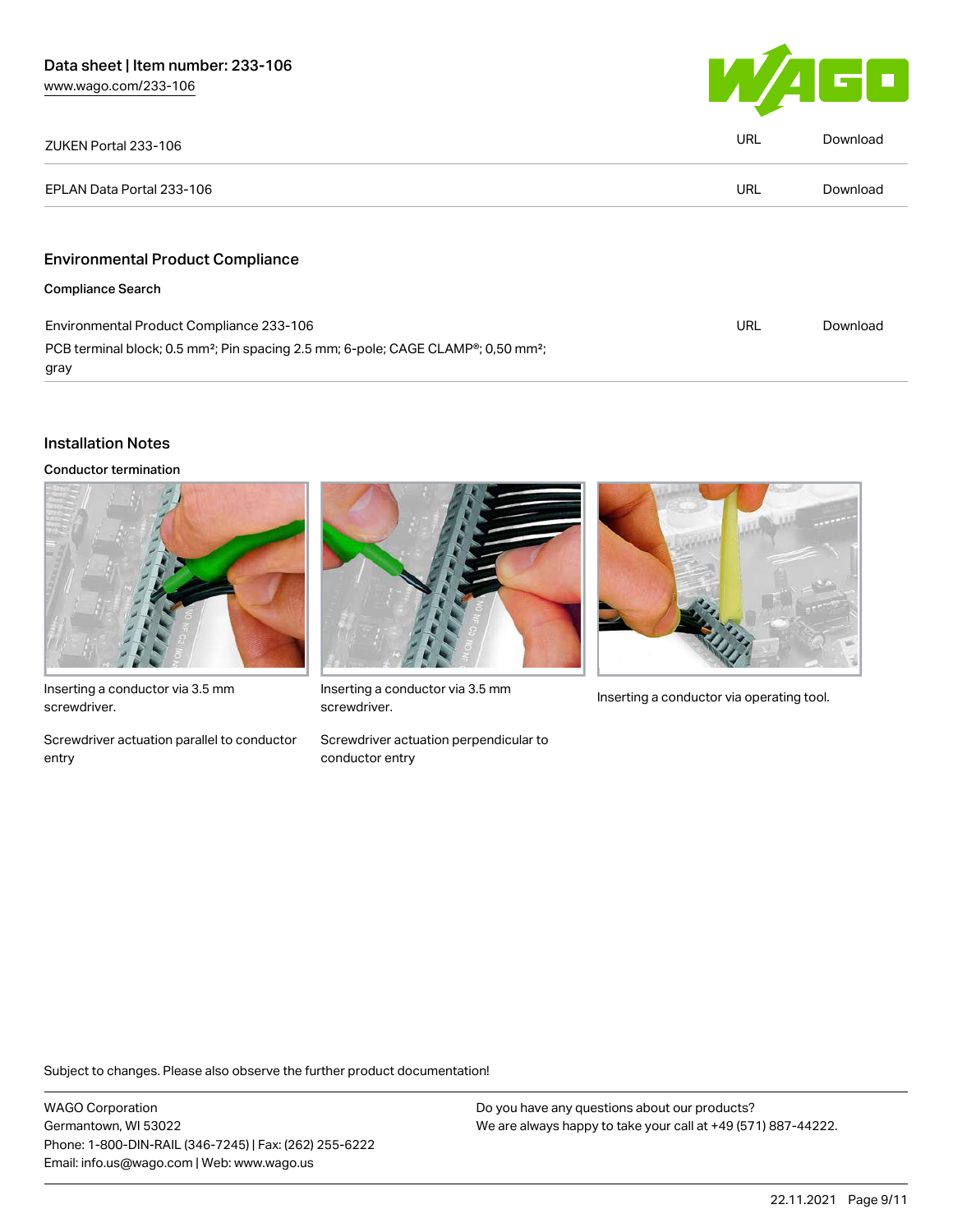| | | |
|---|---|---|
| ZUKEN Portal 233-106 | URL | Download |
| EPLAN Data Portal 233-106 | URL | Download |

## Environmental Product Compliance

### Compliance Search

| | | |
|---|---|---|
| Environmental Product Compliance 233-106<br>PCB terminal block; 0.5 mm²; Pin spacing 2.5 mm; 6-pole; CAGE CLAMP®; 0,50 mm²; gray | URL | Download |

## Installation Notes

### Conductor termination

Inserting a conductor via 3.5 mm screwdriver.

Screwdriver actuation parallel to conductor entry

Inserting a conductor via 3.5 mm screwdriver.

Screwdriver actuation perpendicular to conductor entry

Inserting a conductor via operating tool.

Subject to changes. Please also observe the further product documentation!

WAGO Corporation
Germantown, WI 53022
Phone: 1-800-DIN-RAIL (346-7245) | Fax: (262) 255-6222
Email: info.us@wago.com | Web: www.wago.us

Do you have any questions about our products?
We are always happy to take your call at +49 (571) 887-44222.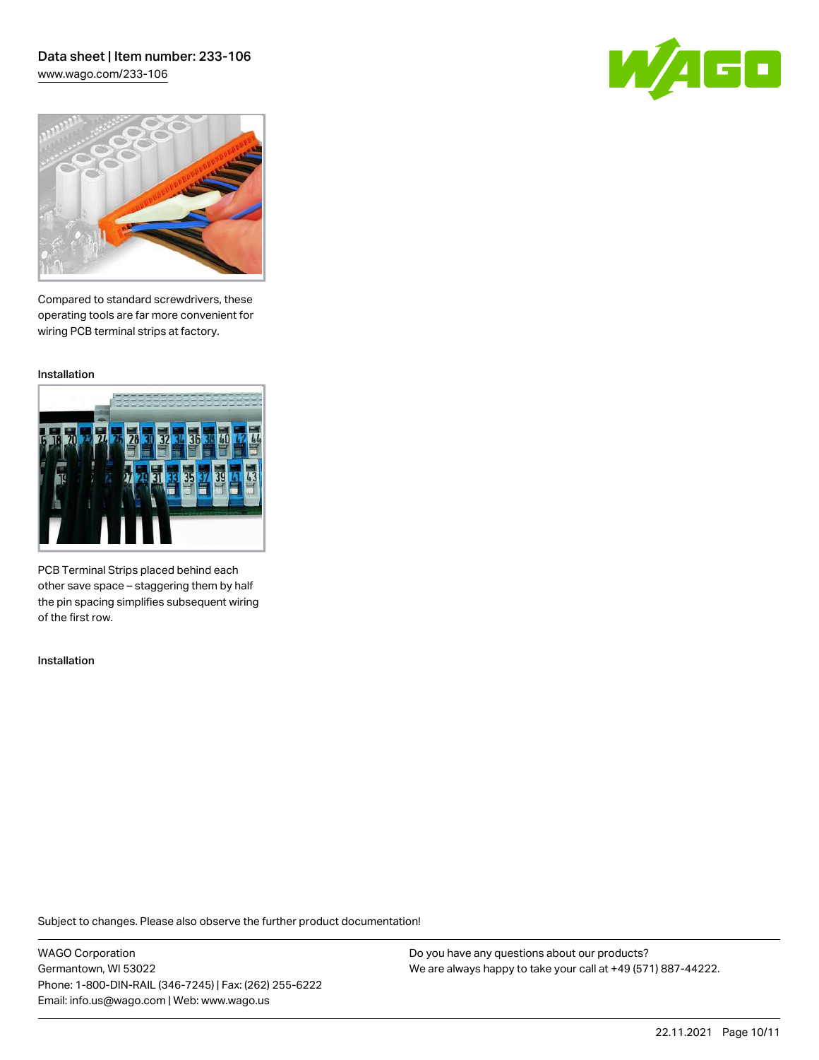Compared to standard screwdrivers, these operating tools are far more convenient for wiring PCB terminal strips at factory.

Installation

PCB Terminal Strips placed behind each other save space – staggering them by half the pin spacing simplifies subsequent wiring of the first row.

Installation

Subject to changes. Please also observe the further product documentation!

WAGO Corporation
Germantown, WI 53022
Phone: 1-800-DIN-RAIL (346-7245) | Fax: (262) 255-6222
Email: info.us@wago.com | Web: www.wago.us

Do you have any questions about our products?
We are always happy to take your call at +49 (571) 887-44222.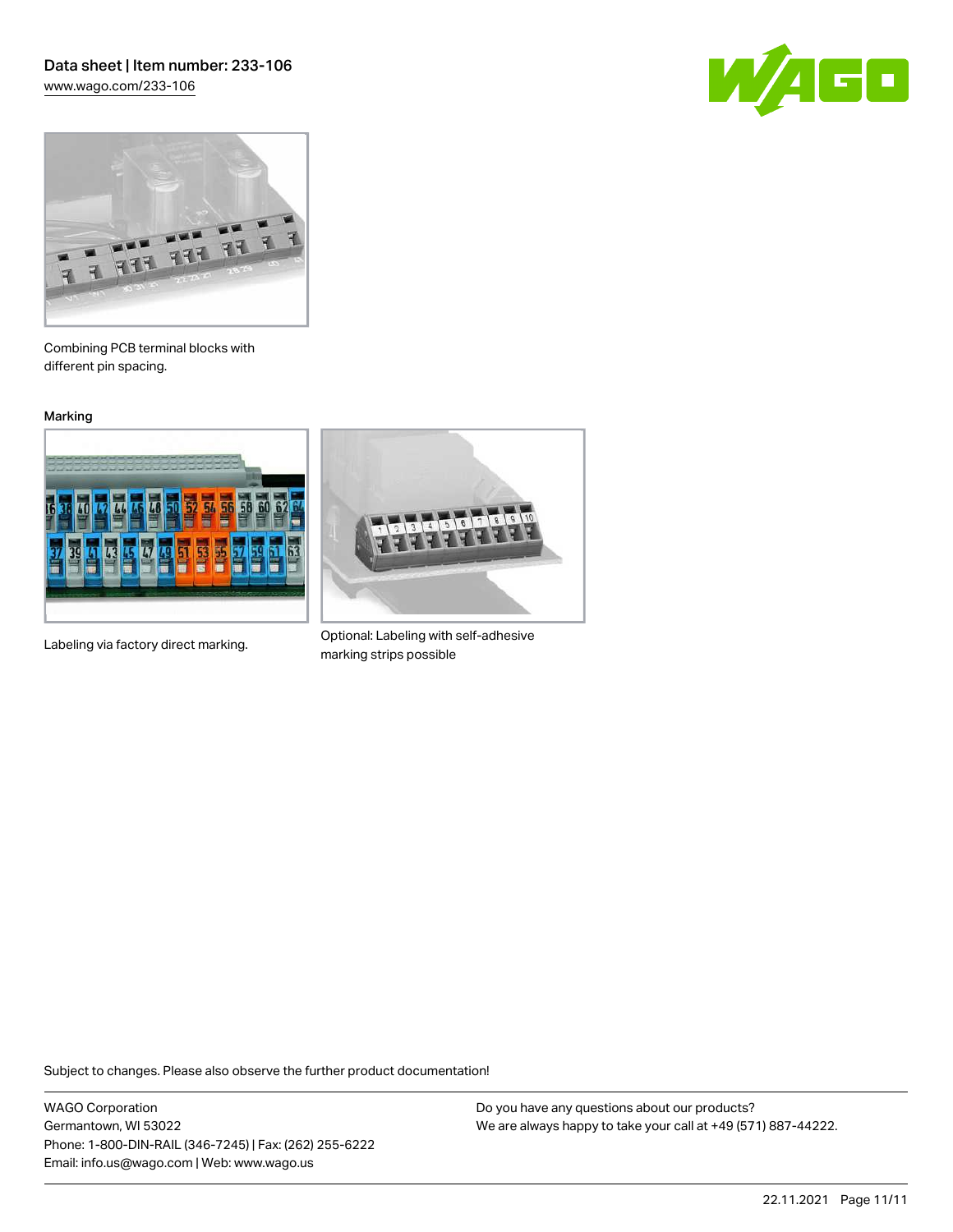Combining PCB terminal blocks with different pin spacing.

Marking

Labeling via factory direct marking.

Optional: Labeling with self-adhesive marking strips possible

Subject to changes. Please also observe the further product documentation!

WAGO Corporation
Germantown, WI 53022
Phone: 1-800-DIN-RAIL (346-7245) | Fax: (262) 255-6222
Email: info.us@wago.com | Web: www.wago.us

Do you have any questions about our products?
We are always happy to take your call at +49 (571) 887-44222.